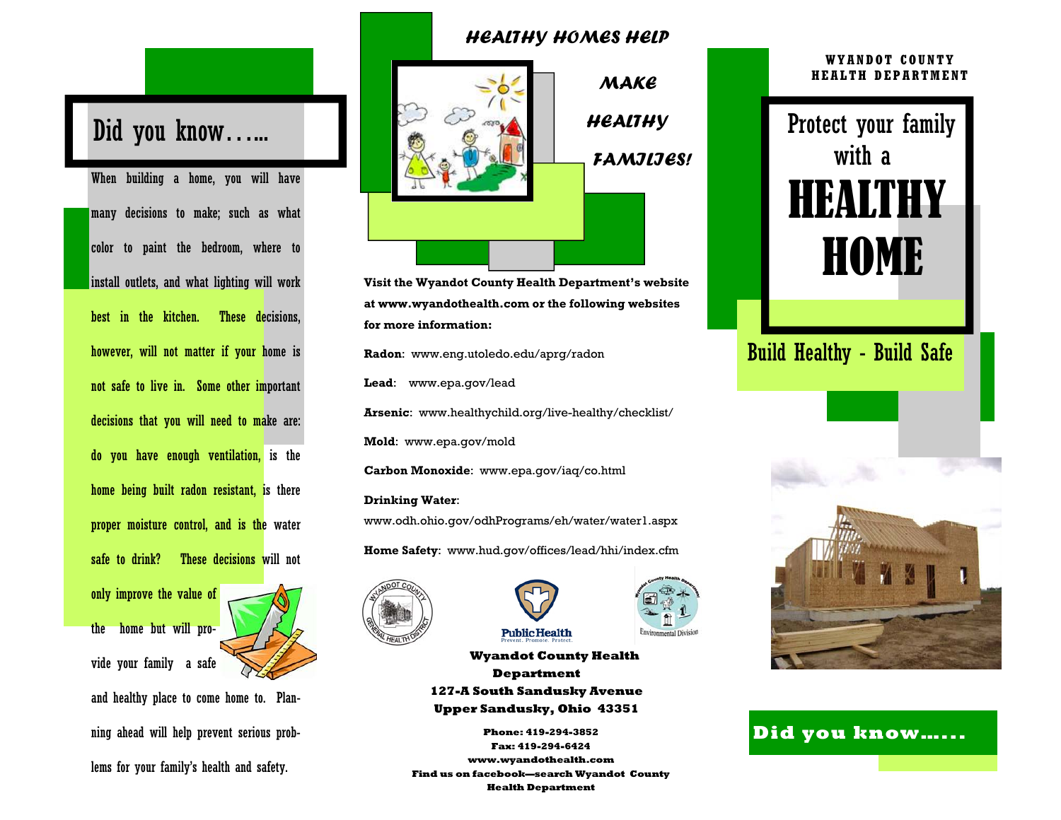## Did you know…...

When building a home, you will have many decisions to make; such as what color to paint the bedroom, where to install outlets, and what lighting will work best in the kitchen. These decisions, however, will not matter if your home is not safe to live in. Some other important decisions that you will need to make are: do you have enough ventilation, is the home being built radon resistant, is there proper moisture control, and is the water safe to drink? These decisions will not only improve the value of the home but will provide your family a safe and healthy place to come home to. Planning ahead will help prevent serious problems for your family's health and safety.

## Healthy Homes Help Make Healthy Families!

**Visit the Wyandot County Health Department's website at www.wyandothealth.com or the following websites for more information:**

**Radon**: www.eng.utoledo.edu/aprg/radon

**Lead**: www.epa.gov/lead

**Arsenic**: www.healthychild.org/live-healthy/checklist/

**Mold**: www.epa.gov/mold

**Carbon Monoxide**: www.epa.gov/iaq/co.html

**Drinking Water**: www.odh.ohio.gov/odhPrograms/eh/water/water1.aspx

**Home Safety**: www.hud.gov/offices/lead/hhi/index.cfm

Wyandot County General Health District

Public Health — Prevent. Promote. Protect.

Wyandot County Health Department — Environmental Division

**Wyandot County Health Department**
**127-A South Sandusky Avenue**
**Upper Sandusky, Ohio 43351**

**Phone: 419-294-3852**
**Fax: 419-294-6424**
**www.wyandothealth.com**
**Find us on facebook—search Wyandot County Health Department**

**WYANDOT COUNTY HEALTH DEPARTMENT**

# Protect your family with a HEALTHY HOME

## Build Healthy - Build Safe

**Did you know……**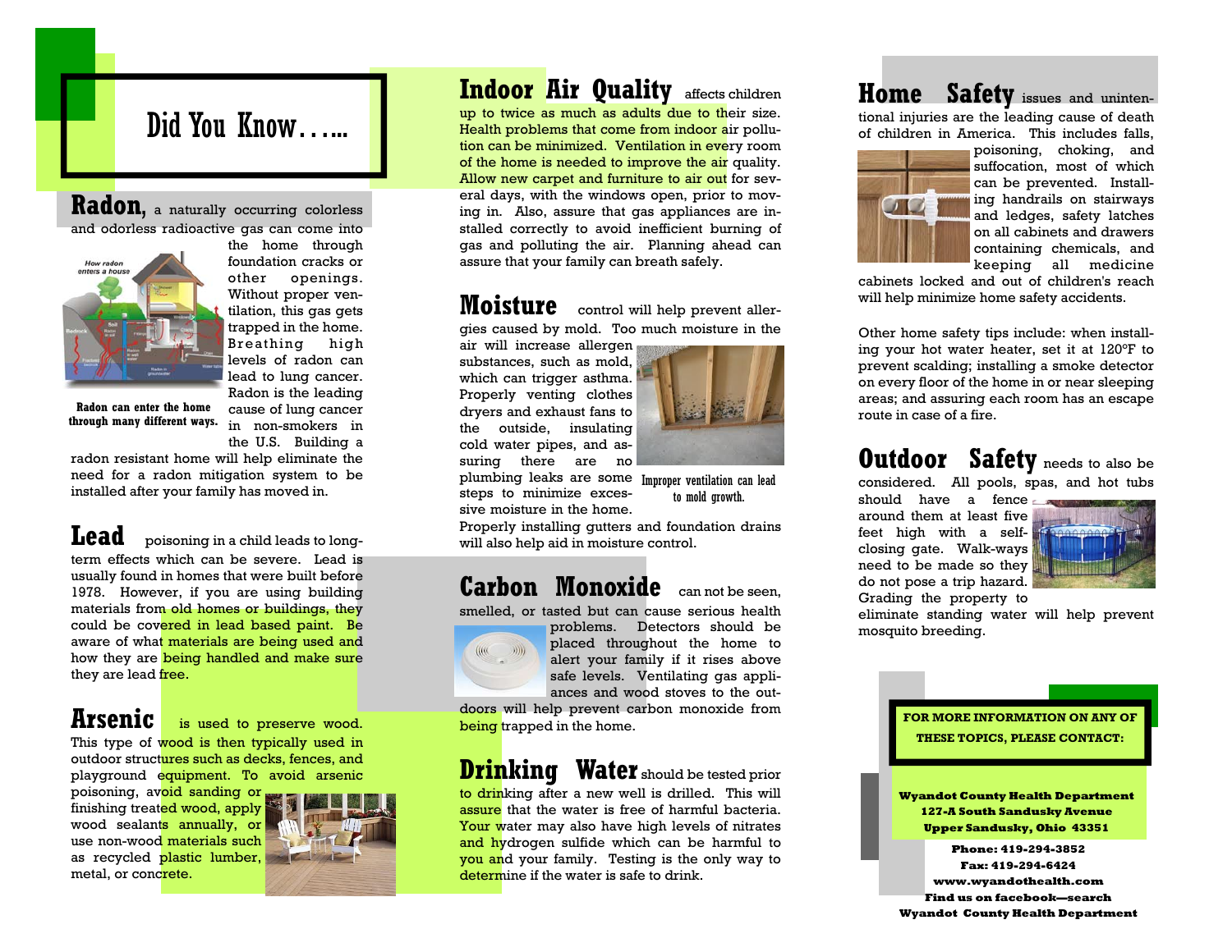# Did You Know…...

**Radon,** a naturally occurring colorless and odorless radioactive gas can come into the home through foundation cracks or other openings. Without proper ventilation, this gas gets trapped in the home. Breathing high levels of radon can lead to lung cancer. Radon is the leading cause of lung cancer in non-smokers in the U.S. Building a radon resistant home will help eliminate the need for a radon mitigation system to be installed after your family has moved in.

Radon can enter the home through many different ways.

**Lead** poisoning in a child leads to long-term effects which can be severe. Lead is usually found in homes that were built before 1978. However, if you are using building materials from old homes or buildings, they could be covered in lead based paint. Be aware of what materials are being used and how they are being handled and make sure they are lead free.

**Arsenic** is used to preserve wood. This type of wood is then typically used in outdoor structures such as decks, fences, and playground equipment. To avoid arsenic poisoning, avoid sanding or finishing treated wood, apply wood sealants annually, or use non-wood materials such as recycled plastic lumber, metal, or concrete.

**Indoor Air Quality** affects children up to twice as much as adults due to their size. Health problems that come from indoor air pollution can be minimized. Ventilation in every room of the home is needed to improve the air quality. Allow new carpet and furniture to air out for several days, with the windows open, prior to moving in. Also, assure that gas appliances are installed correctly to avoid inefficient burning of gas and polluting the air. Planning ahead can assure that your family can breath safely.

**Moisture** control will help prevent allergies caused by mold. Too much moisture in the air will increase allergen substances, such as mold, which can trigger asthma. Properly venting clothes dryers and exhaust fans to the outside, insulating cold water pipes, and assuring there are no plumbing leaks are some steps to minimize excessive moisture in the home. Properly installing gutters and foundation drains will also help aid in moisture control.

Improper ventilation can lead to mold growth.

**Carbon Monoxide** can not be seen, smelled, or tasted but can cause serious health problems. Detectors should be placed throughout the home to alert your family if it rises above safe levels. Ventilating gas appliances and wood stoves to the outdoors will help prevent carbon monoxide from being trapped in the home.

**Drinking Water** should be tested prior to drinking after a new well is drilled. This will assure that the water is free of harmful bacteria. Your water may also have high levels of nitrates and hydrogen sulfide which can be harmful to you and your family. Testing is the only way to determine if the water is safe to drink.

**Home Safety** issues and unintentional injuries are the leading cause of death of children in America. This includes falls, poisoning, choking, and suffocation, most of which can be prevented. Installing handrails on stairways and ledges, safety latches on all cabinets and drawers containing chemicals, and keeping all medicine cabinets locked and out of children's reach will help minimize home safety accidents.

Other home safety tips include: when installing your hot water heater, set it at 120ºF to prevent scalding; installing a smoke detector on every floor of the home in or near sleeping areas; and assuring each room has an escape route in case of a fire.

**Outdoor Safety** needs to also be considered. All pools, spas, and hot tubs should have a fence around them at least five feet high with a self-closing gate. Walk-ways need to be made so they do not pose a trip hazard. Grading the property to eliminate standing water will help prevent mosquito breeding.

**FOR MORE INFORMATION ON ANY OF THESE TOPICS, PLEASE CONTACT:**

**Wyandot County Health Department**
**127-A South Sandusky Avenue**
**Upper Sandusky, Ohio 43351**

**Phone: 419-294-3852**
**Fax: 419-294-6424**
**www.wyandothealth.com**
**Find us on facebook—search Wyandot County Health Department**